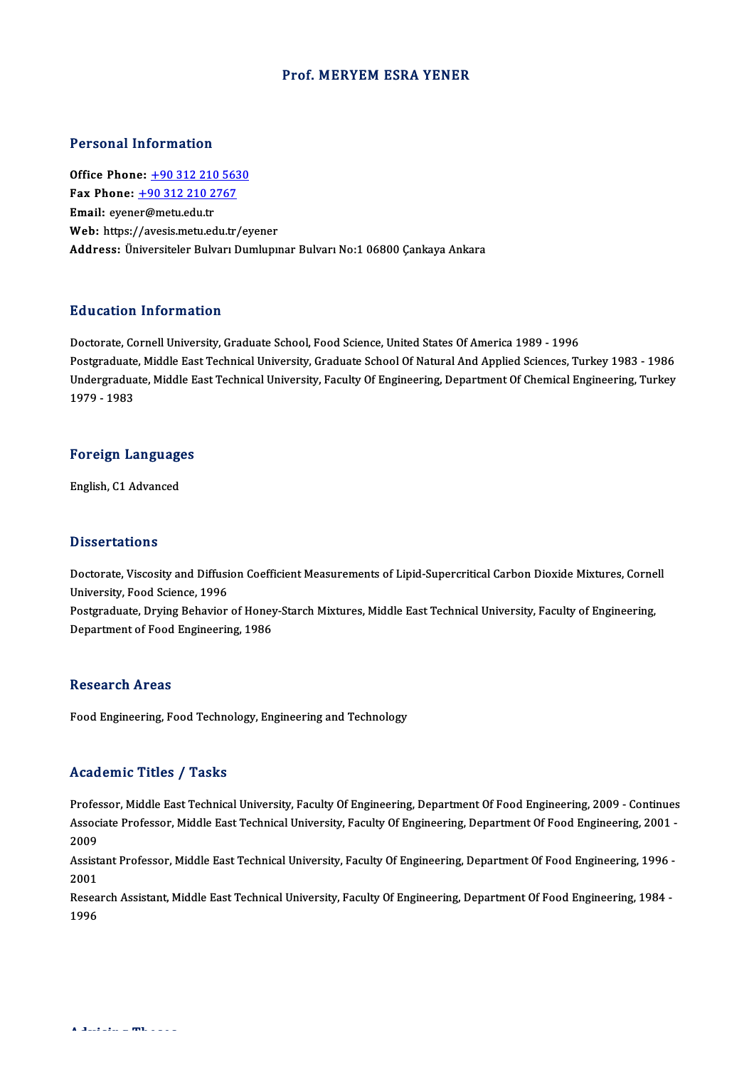# Prof. MERYEM ESRA YENER

## Personal Information

**Office Phone:** +90 312 210 5630
**Fax Phone:** +90 312 210 2767
**Email:** eyener@metu.edu.tr
**Web:** https://avesis.metu.edu.tr/eyener
**Address:** Üniversiteler Bulvarı Dumlupınar Bulvarı No:1 06800 Çankaya Ankara

## Education Information

Doctorate, Cornell University, Graduate School, Food Science, United States Of America 1989 - 1996
Postgraduate, Middle East Technical University, Graduate School Of Natural And Applied Sciences, Turkey 1983 - 1986
Undergraduate, Middle East Technical University, Faculty Of Engineering, Department Of Chemical Engineering, Turkey 1979 - 1983

## Foreign Languages

English, C1 Advanced

## Dissertations

Doctorate, Viscosity and Diffusion Coefficient Measurements of Lipid-Supercritical Carbon Dioxide Mixtures, Cornell University, Food Science, 1996
Postgraduate, Drying Behavior of Honey-Starch Mixtures, Middle East Technical University, Faculty of Engineering, Department of Food Engineering, 1986

## Research Areas

Food Engineering, Food Technology, Engineering and Technology

## Academic Titles / Tasks

Professor, Middle East Technical University, Faculty Of Engineering, Department Of Food Engineering, 2009 - Continues
Associate Professor, Middle East Technical University, Faculty Of Engineering, Department Of Food Engineering, 2001 - 2009
Assistant Professor, Middle East Technical University, Faculty Of Engineering, Department Of Food Engineering, 1996 - 2001
Research Assistant, Middle East Technical University, Faculty Of Engineering, Department Of Food Engineering, 1984 - 1996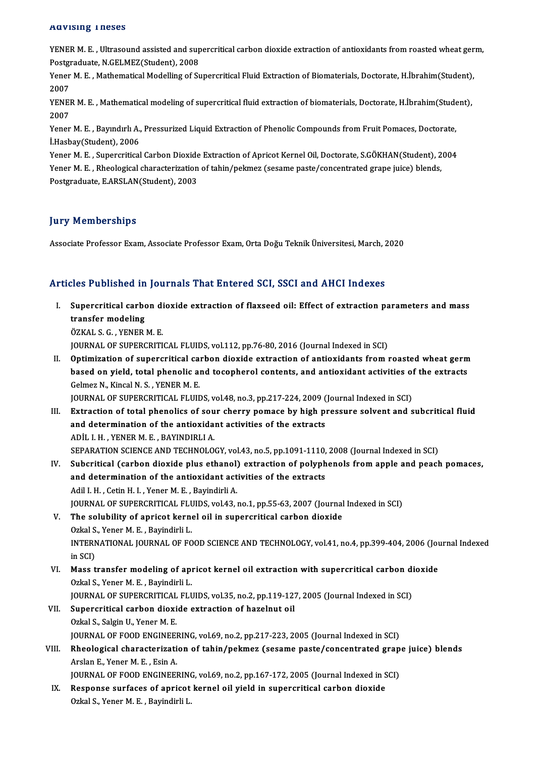## Advising Theses

YENER M. E. , Ultrasound assisted and supercritical carbon dioxide extraction of antioxidants from roasted wheat germ, Postgraduate, N.GELMEZ(Student), 2008

Yener M. E. , Mathematical Modelling of Supercritical Fluid Extraction of Biomaterials, Doctorate, H.İbrahim(Student), 2007

YENER M. E. , Mathematical modeling of supercritical fluid extraction of biomaterials, Doctorate, H.İbrahim(Student), 2007

Yener M. E. , Bayındırlı A., Pressurized Liquid Extraction of Phenolic Compounds from Fruit Pomaces, Doctorate, İ.Hasbay(Student), 2006

Yener M. E. , Supercritical Carbon Dioxide Extraction of Apricot Kernel Oil, Doctorate, S.GÖKHAN(Student), 2004

Yener M. E. , Rheological characterization of tahin/pekmez (sesame paste/concentrated grape juice) blends, Postgraduate, E.ARSLAN(Student), 2003

## Jury Memberships

Associate Professor Exam, Associate Professor Exam, Orta Doğu Teknik Üniversitesi, March, 2020

## Articles Published in Journals That Entered SCI, SSCI and AHCI Indexes

I. **Supercritical carbon dioxide extraction of flaxseed oil: Effect of extraction parameters and mass transfer modeling**
ÖZKAL S. G. , YENER M. E.
JOURNAL OF SUPERCRITICAL FLUIDS, vol.112, pp.76-80, 2016 (Journal Indexed in SCI)

II. **Optimization of supercritical carbon dioxide extraction of antioxidants from roasted wheat germ based on yield, total phenolic and tocopherol contents, and antioxidant activities of the extracts**
Gelmez N., Kincal N. S. , YENER M. E.
JOURNAL OF SUPERCRITICAL FLUIDS, vol.48, no.3, pp.217-224, 2009 (Journal Indexed in SCI)

III. **Extraction of total phenolics of sour cherry pomace by high pressure solvent and subcritical fluid and determination of the antioxidant activities of the extracts**
ADİL I. H. , YENER M. E. , BAYINDIRLI A.
SEPARATION SCIENCE AND TECHNOLOGY, vol.43, no.5, pp.1091-1110, 2008 (Journal Indexed in SCI)

IV. **Subcritical (carbon dioxide plus ethanol) extraction of polyphenols from apple and peach pomaces, and determination of the antioxidant activities of the extracts**
Adil I. H. , Cetin H. I. , Yener M. E. , Bayindirli A.
JOURNAL OF SUPERCRITICAL FLUIDS, vol.43, no.1, pp.55-63, 2007 (Journal Indexed in SCI)

V. **The solubility of apricot kernel oil in supercritical carbon dioxide**
Ozkal S., Yener M. E. , Bayindirli L.
INTERNATIONAL JOURNAL OF FOOD SCIENCE AND TECHNOLOGY, vol.41, no.4, pp.399-404, 2006 (Journal Indexed in SCI)

VI. **Mass transfer modeling of apricot kernel oil extraction with supercritical carbon dioxide**
Ozkal S., Yener M. E. , Bayindirli L.
JOURNAL OF SUPERCRITICAL FLUIDS, vol.35, no.2, pp.119-127, 2005 (Journal Indexed in SCI)

VII. **Supercritical carbon dioxide extraction of hazelnut oil**
Ozkal S., Salgin U., Yener M. E.
JOURNAL OF FOOD ENGINEERING, vol.69, no.2, pp.217-223, 2005 (Journal Indexed in SCI)

VIII. **Rheological characterization of tahin/pekmez (sesame paste/concentrated grape juice) blends**
Arslan E., Yener M. E. , Esin A.
JOURNAL OF FOOD ENGINEERING, vol.69, no.2, pp.167-172, 2005 (Journal Indexed in SCI)

IX. **Response surfaces of apricot kernel oil yield in supercritical carbon dioxide**
Ozkal S., Yener M. E. , Bayindirli L.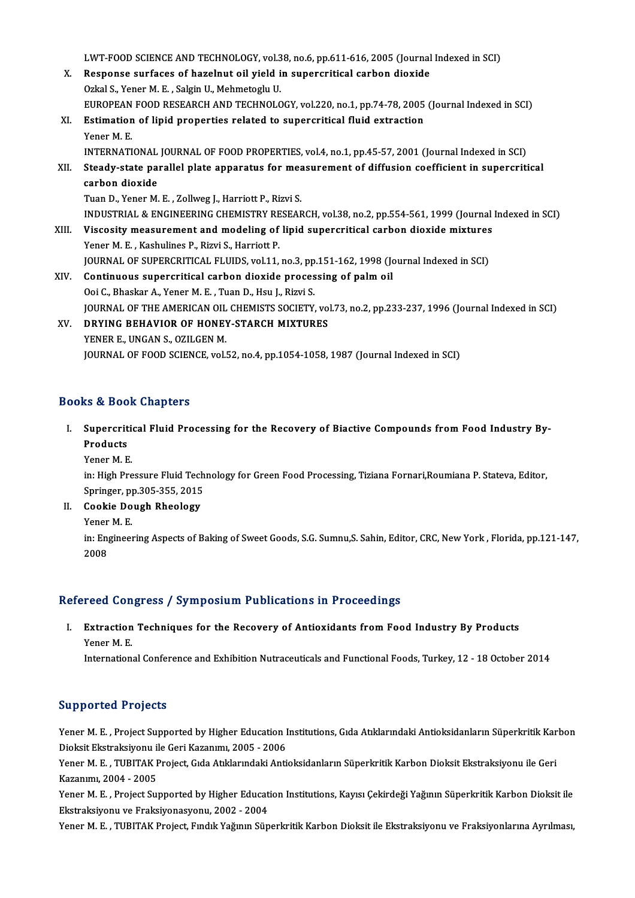LWT-FOOD SCIENCE AND TECHNOLOGY, vol.38, no.6, pp.611-616, 2005 (Journal Indexed in SCI)

X. **Response surfaces of hazelnut oil yield in supercritical carbon dioxide**
Ozkal S., Yener M. E. , Salgin U., Mehmetoglu U.
EUROPEAN FOOD RESEARCH AND TECHNOLOGY, vol.220, no.1, pp.74-78, 2005 (Journal Indexed in SCI)

XI. **Estimation of lipid properties related to supercritical fluid extraction**
Yener M. E.
INTERNATIONAL JOURNAL OF FOOD PROPERTIES, vol.4, no.1, pp.45-57, 2001 (Journal Indexed in SCI)

XII. **Steady-state parallel plate apparatus for measurement of diffusion coefficient in supercritical carbon dioxide**
Tuan D., Yener M. E. , Zollweg J., Harriott P., Rizvi S.
INDUSTRIAL & ENGINEERING CHEMISTRY RESEARCH, vol.38, no.2, pp.554-561, 1999 (Journal Indexed in SCI)

XIII. **Viscosity measurement and modeling of lipid supercritical carbon dioxide mixtures**
Yener M. E. , Kashulines P., Rizvi S., Harriott P.
JOURNAL OF SUPERCRITICAL FLUIDS, vol.11, no.3, pp.151-162, 1998 (Journal Indexed in SCI)

XIV. **Continuous supercritical carbon dioxide processing of palm oil**
Ooi C., Bhaskar A., Yener M. E. , Tuan D., Hsu J., Rizvi S.
JOURNAL OF THE AMERICAN OIL CHEMISTS SOCIETY, vol.73, no.2, pp.233-237, 1996 (Journal Indexed in SCI)

XV. **DRYING BEHAVIOR OF HONEY-STARCH MIXTURES**
YENER E., UNGAN S., OZILGEN M.
JOURNAL OF FOOD SCIENCE, vol.52, no.4, pp.1054-1058, 1987 (Journal Indexed in SCI)

## Books & Book Chapters

I. **Supercritical Fluid Processing for the Recovery of Biactive Compounds from Food Industry By-Products**
Yener M. E.
in: High Pressure Fluid Technology for Green Food Processing, Tiziana Fornari,Roumiana P. Stateva, Editor, Springer, pp.305-355, 2015

II. **Cookie Dough Rheology**
Yener M. E.
in: Engineering Aspects of Baking of Sweet Goods, S.G. Sumnu,S. Sahin, Editor, CRC, New York , Florida, pp.121-147, 2008

## Refereed Congress / Symposium Publications in Proceedings

I. **Extraction Techniques for the Recovery of Antioxidants from Food Industry By Products**
Yener M. E.
International Conference and Exhibition Nutraceuticals and Functional Foods, Turkey, 12 - 18 October 2014

## Supported Projects

Yener M. E. , Project Supported by Higher Education Institutions, Gıda Atıklarındaki Antioksidanların Süperkritik Karbon Dioksit Ekstraksiyonu ile Geri Kazanımı, 2005 - 2006

Yener M. E. , TUBITAK Project, Gıda Atıklarındaki Antioksidanların Süperkritik Karbon Dioksit Ekstraksiyonu ile Geri Kazanımı, 2004 - 2005

Yener M. E. , Project Supported by Higher Education Institutions, Kayısı Çekirdeği Yağının Süperkritik Karbon Dioksit ile Ekstraksiyonu ve Fraksiyonasyonu, 2002 - 2004

Yener M. E. , TUBITAK Project, Fındık Yağının Süperkritik Karbon Dioksit ile Ekstraksiyonu ve Fraksiyonlarına Ayrılması,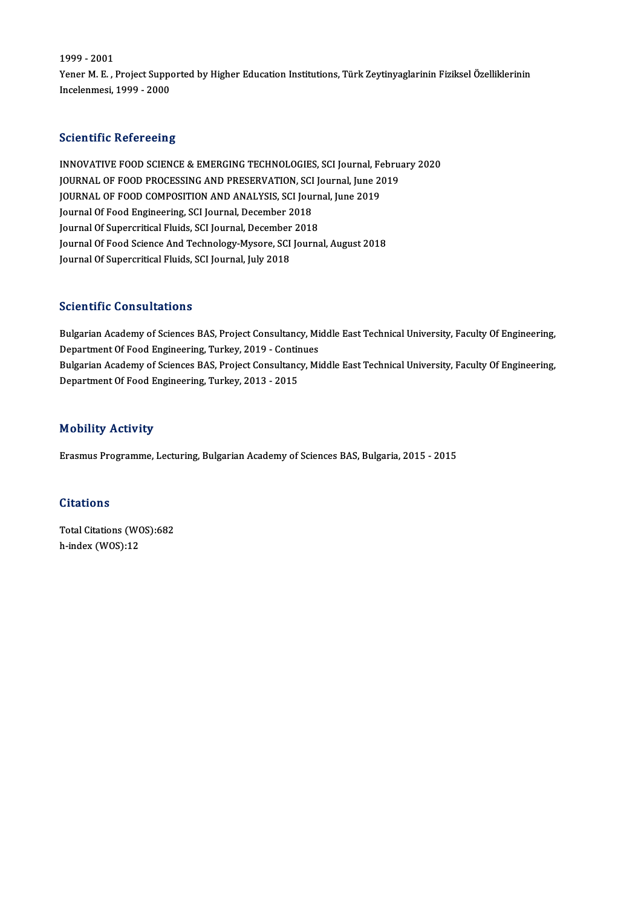1999 - 2001

Yener M. E. , Project Supported by Higher Education Institutions, Türk Zeytinyaglarinin Fiziksel Özelliklerinin Incelenmesi, 1999 - 2000

## Scientific Refereeing

INNOVATIVE FOOD SCIENCE & EMERGING TECHNOLOGIES, SCI Journal, February 2020
JOURNAL OF FOOD PROCESSING AND PRESERVATION, SCI Journal, June 2019
JOURNAL OF FOOD COMPOSITION AND ANALYSIS, SCI Journal, June 2019
Journal Of Food Engineering, SCI Journal, December 2018
Journal Of Supercritical Fluids, SCI Journal, December 2018
Journal Of Food Science And Technology-Mysore, SCI Journal, August 2018
Journal Of Supercritical Fluids, SCI Journal, July 2018

## Scientific Consultations

Bulgarian Academy of Sciences BAS, Project Consultancy, Middle East Technical University, Faculty Of Engineering, Department Of Food Engineering, Turkey, 2019 - Continues
Bulgarian Academy of Sciences BAS, Project Consultancy, Middle East Technical University, Faculty Of Engineering, Department Of Food Engineering, Turkey, 2013 - 2015

## Mobility Activity

Erasmus Programme, Lecturing, Bulgarian Academy of Sciences BAS, Bulgaria, 2015 - 2015

## Citations

Total Citations (WOS):682
h-index (WOS):12